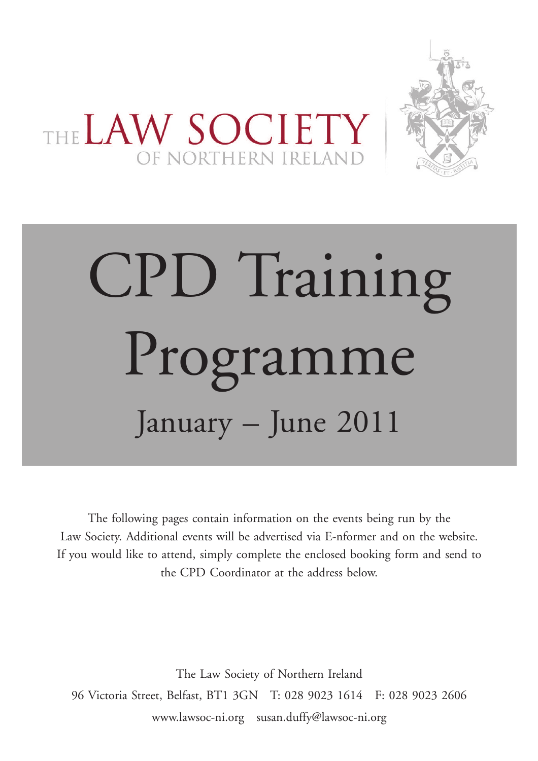THE LAW SOCIETY OF NORTHERN IRELAND

# CPD Training Programme

## January – June 2011

The following pages contain information on the events being run by the Law Society. Additional events will be advertised via E-nformer and on the website. If you would like to attend, simply complete the enclosed booking form and send to the CPD Coordinator at the address below.

The Law Society of Northern Ireland

96 Victoria Street, Belfast, BT1 3GN T: 028 9023 1614 F: 028 9023 2606

www.lawsoc-ni.org susan.duffy@lawsoc-ni.org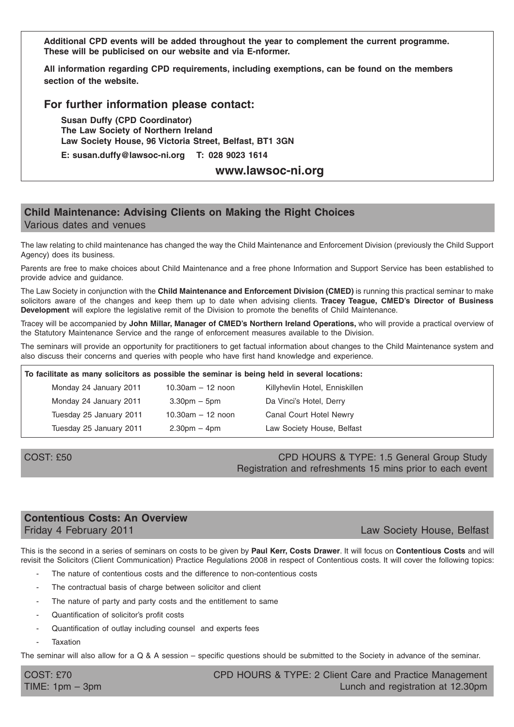**Additional CPD events will be added throughout the year to complement the current programme. These will be publicised on our website and via E-nformer.**

**All information regarding CPD requirements, including exemptions, can be found on the members section of the website.**

## For further information please contact:

**Susan Duffy (CPD Coordinator)**
**The Law Society of Northern Ireland**
**Law Society House, 96 Victoria Street, Belfast, BT1 3GN**

**E: susan.duffy@lawsoc-ni.org T: 028 9023 1614**

**www.lawsoc-ni.org**

## Child Maintenance: Advising Clients on Making the Right Choices

Various dates and venues

The law relating to child maintenance has changed the way the Child Maintenance and Enforcement Division (previously the Child Support Agency) does its business.

Parents are free to make choices about Child Maintenance and a free phone Information and Support Service has been established to provide advice and guidance.

The Law Society in conjunction with the **Child Maintenance and Enforcement Division (CMED)** is running this practical seminar to make solicitors aware of the changes and keep them up to date when advising clients. **Tracey Teague, CMED's Director of Business Development** will explore the legislative remit of the Division to promote the benefits of Child Maintenance.

Tracey will be accompanied by **John Millar, Manager of CMED's Northern Ireland Operations,** who will provide a practical overview of the Statutory Maintenance Service and the range of enforcement measures available to the Division.

The seminars will provide an opportunity for practitioners to get factual information about changes to the Child Maintenance system and also discuss their concerns and queries with people who have first hand knowledge and experience.

**To facilitate as many solicitors as possible the seminar is being held in several locations:**

| Date | Time | Venue |
|---|---|---|
| Monday 24 January 2011 | 10.30am – 12 noon | Killyhevlin Hotel, Enniskillen |
| Monday 24 January 2011 | 3.30pm – 5pm | Da Vinci's Hotel, Derry |
| Tuesday 25 January 2011 | 10.30am – 12 noon | Canal Court Hotel Newry |
| Tuesday 25 January 2011 | 2.30pm – 4pm | Law Society House, Belfast |

COST: £50

CPD HOURS & TYPE: 1.5 General Group Study
Registration and refreshments 15 mins prior to each event

## Contentious Costs: An Overview

Friday 4 February 2011 — Law Society House, Belfast

This is the second in a series of seminars on costs to be given by **Paul Kerr, Costs Drawer**. It will focus on **Contentious Costs** and will revisit the Solicitors (Client Communication) Practice Regulations 2008 in respect of Contentious costs. It will cover the following topics:

- The nature of contentious costs and the difference to non-contentious costs
- The contractual basis of charge between solicitor and client
- The nature of party and party costs and the entitlement to same
- Quantification of solicitor's profit costs
- Quantification of outlay including counsel and experts fees
- Taxation

The seminar will also allow for a Q & A session – specific questions should be submitted to the Society in advance of the seminar.

COST: £70
TIME: 1pm – 3pm

CPD HOURS & TYPE: 2 Client Care and Practice Management
Lunch and registration at 12.30pm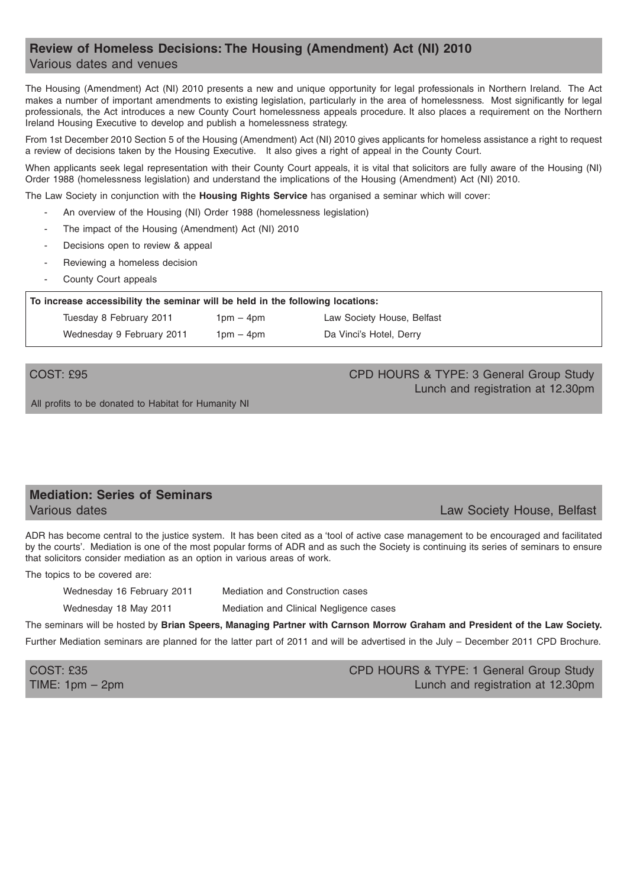## Review of Homeless Decisions: The Housing (Amendment) Act (NI) 2010

Various dates and venues

The Housing (Amendment) Act (NI) 2010 presents a new and unique opportunity for legal professionals in Northern Ireland. The Act makes a number of important amendments to existing legislation, particularly in the area of homelessness. Most significantly for legal professionals, the Act introduces a new County Court homelessness appeals procedure. It also places a requirement on the Northern Ireland Housing Executive to develop and publish a homelessness strategy.

From 1st December 2010 Section 5 of the Housing (Amendment) Act (NI) 2010 gives applicants for homeless assistance a right to request a review of decisions taken by the Housing Executive. It also gives a right of appeal in the County Court.

When applicants seek legal representation with their County Court appeals, it is vital that solicitors are fully aware of the Housing (NI) Order 1988 (homelessness legislation) and understand the implications of the Housing (Amendment) Act (NI) 2010.

The Law Society in conjunction with the **Housing Rights Service** has organised a seminar which will cover:

- An overview of the Housing (NI) Order 1988 (homelessness legislation)
- The impact of the Housing (Amendment) Act (NI) 2010
- Decisions open to review & appeal
- Reviewing a homeless decision
- County Court appeals

**To increase accessibility the seminar will be held in the following locations:**

| | | |
|---|---|---|
| Tuesday 8 February 2011 | 1pm – 4pm | Law Society House, Belfast |
| Wednesday 9 February 2011 | 1pm – 4pm | Da Vinci's Hotel, Derry |

COST: £95

CPD HOURS & TYPE: 3 General Group Study

Lunch and registration at 12.30pm

All profits to be donated to Habitat for Humanity NI

## Mediation: Series of Seminars

Various dates

Law Society House, Belfast

ADR has become central to the justice system. It has been cited as a 'tool of active case management to be encouraged and facilitated by the courts'. Mediation is one of the most popular forms of ADR and as such the Society is continuing its series of seminars to ensure that solicitors consider mediation as an option in various areas of work.

The topics to be covered are:

| | |
|---|---|
| Wednesday 16 February 2011 | Mediation and Construction cases |
| Wednesday 18 May 2011 | Mediation and Clinical Negligence cases |

The seminars will be hosted by **Brian Speers, Managing Partner with Carnson Morrow Graham and President of the Law Society.**

Further Mediation seminars are planned for the latter part of 2011 and will be advertised in the July – December 2011 CPD Brochure.

COST: £35

TIME: 1pm – 2pm

CPD HOURS & TYPE: 1 General Group Study

Lunch and registration at 12.30pm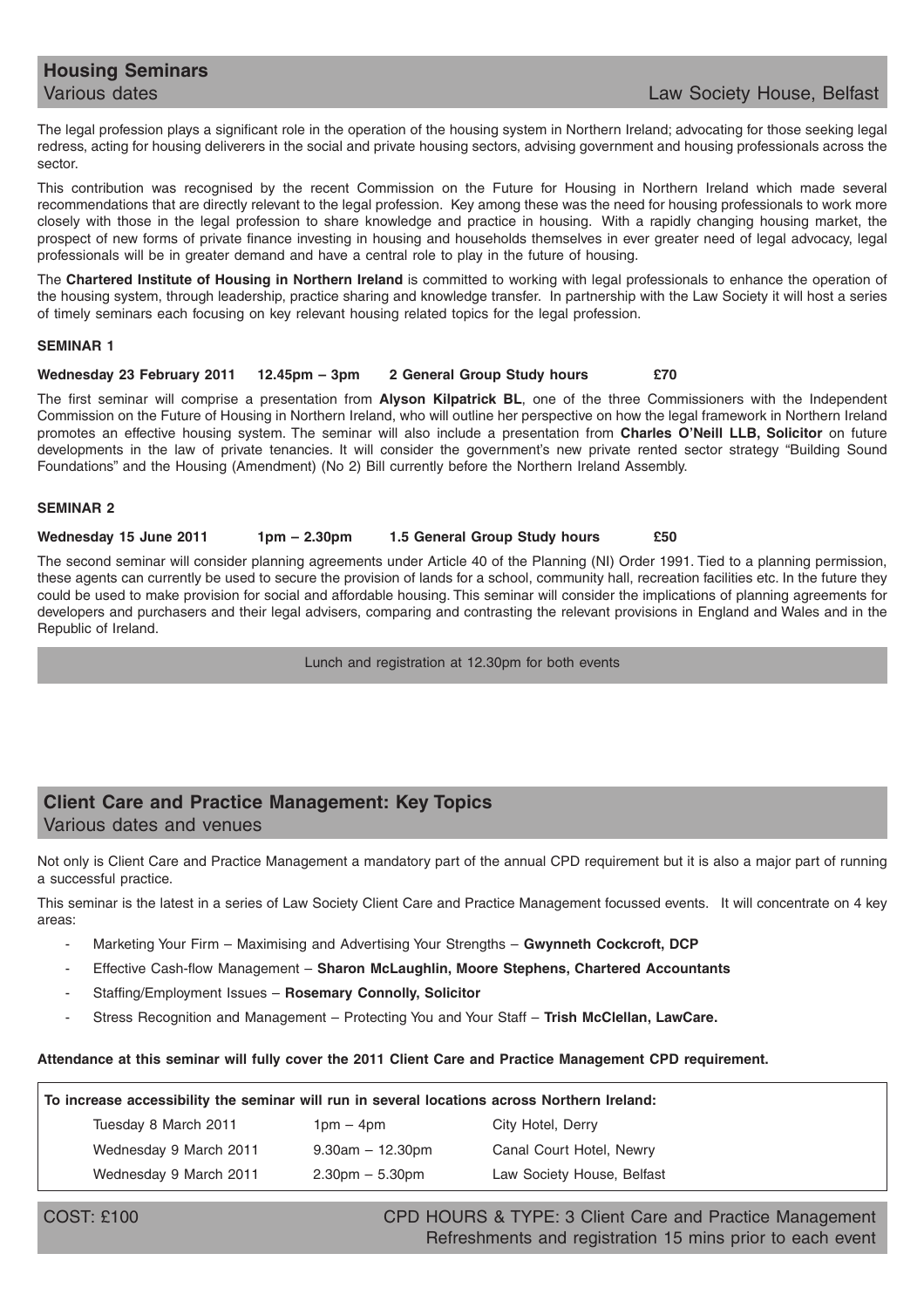## Housing Seminars

Various dates | Law Society House, Belfast

The legal profession plays a significant role in the operation of the housing system in Northern Ireland; advocating for those seeking legal redress, acting for housing deliverers in the social and private housing sectors, advising government and housing professionals across the sector.

This contribution was recognised by the recent Commission on the Future for Housing in Northern Ireland which made several recommendations that are directly relevant to the legal profession. Key among these was the need for housing professionals to work more closely with those in the legal profession to share knowledge and practice in housing. With a rapidly changing housing market, the prospect of new forms of private finance investing in housing and households themselves in ever greater need of legal advocacy, legal professionals will be in greater demand and have a central role to play in the future of housing.

The **Chartered Institute of Housing in Northern Ireland** is committed to working with legal professionals to enhance the operation of the housing system, through leadership, practice sharing and knowledge transfer. In partnership with the Law Society it will host a series of timely seminars each focusing on key relevant housing related topics for the legal profession.

**SEMINAR 1**

**Wednesday 23 February 2011 12.45pm – 3pm 2 General Group Study hours £70**

The first seminar will comprise a presentation from **Alyson Kilpatrick BL**, one of the three Commissioners with the Independent Commission on the Future of Housing in Northern Ireland, who will outline her perspective on how the legal framework in Northern Ireland promotes an effective housing system. The seminar will also include a presentation from **Charles O'Neill LLB, Solicitor** on future developments in the law of private tenancies. It will consider the government's new private rented sector strategy "Building Sound Foundations" and the Housing (Amendment) (No 2) Bill currently before the Northern Ireland Assembly.

**SEMINAR 2**

**Wednesday 15 June 2011 1pm – 2.30pm 1.5 General Group Study hours £50**

The second seminar will consider planning agreements under Article 40 of the Planning (NI) Order 1991. Tied to a planning permission, these agents can currently be used to secure the provision of lands for a school, community hall, recreation facilities etc. In the future they could be used to make provision for social and affordable housing. This seminar will consider the implications of planning agreements for developers and purchasers and their legal advisers, comparing and contrasting the relevant provisions in England and Wales and in the Republic of Ireland.

Lunch and registration at 12.30pm for both events

## Client Care and Practice Management: Key Topics

Various dates and venues

Not only is Client Care and Practice Management a mandatory part of the annual CPD requirement but it is also a major part of running a successful practice.

This seminar is the latest in a series of Law Society Client Care and Practice Management focussed events. It will concentrate on 4 key areas:

- Marketing Your Firm – Maximising and Advertising Your Strengths – **Gwynneth Cockcroft, DCP**
- Effective Cash-flow Management – **Sharon McLaughlin, Moore Stephens, Chartered Accountants**
- Staffing/Employment Issues – **Rosemary Connolly, Solicitor**
- Stress Recognition and Management – Protecting You and Your Staff – **Trish McClellan, LawCare.**

**Attendance at this seminar will fully cover the 2011 Client Care and Practice Management CPD requirement.**

**To increase accessibility the seminar will run in several locations across Northern Ireland:**

| Date | Time | Venue |
|---|---|---|
| Tuesday 8 March 2011 | 1pm – 4pm | City Hotel, Derry |
| Wednesday 9 March 2011 | 9.30am – 12.30pm | Canal Court Hotel, Newry |
| Wednesday 9 March 2011 | 2.30pm – 5.30pm | Law Society House, Belfast |

COST: £100

CPD HOURS & TYPE: 3 Client Care and Practice Management

Refreshments and registration 15 mins prior to each event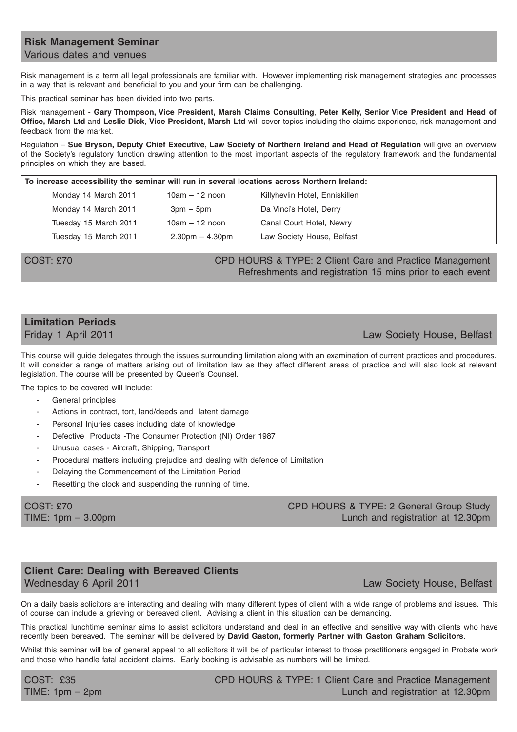## Risk Management Seminar

Various dates and venues

Risk management is a term all legal professionals are familiar with. However implementing risk management strategies and processes in a way that is relevant and beneficial to you and your firm can be challenging.

This practical seminar has been divided into two parts.

Risk management - **Gary Thompson, Vice President, Marsh Claims Consulting**, **Peter Kelly, Senior Vice President and Head of Office, Marsh Ltd** and **Leslie Dick**, **Vice President, Marsh Ltd** will cover topics including the claims experience, risk management and feedback from the market.

Regulation – **Sue Bryson, Deputy Chief Executive, Law Society of Northern Ireland and Head of Regulation** will give an overview of the Society's regulatory function drawing attention to the most important aspects of the regulatory framework and the fundamental principles on which they are based.

**To increase accessibility the seminar will run in several locations across Northern Ireland:**

| Date | Time | Venue |
|---|---|---|
| Monday 14 March 2011 | 10am – 12 noon | Killyhevlin Hotel, Enniskillen |
| Monday 14 March 2011 | 3pm – 5pm | Da Vinci's Hotel, Derry |
| Tuesday 15 March 2011 | 10am – 12 noon | Canal Court Hotel, Newry |
| Tuesday 15 March 2011 | 2.30pm – 4.30pm | Law Society House, Belfast |

COST: £70

CPD HOURS & TYPE: 2 Client Care and Practice Management

Refreshments and registration 15 mins prior to each event

## Limitation Periods

Friday 1 April 2011

Law Society House, Belfast

This course will guide delegates through the issues surrounding limitation along with an examination of current practices and procedures. It will consider a range of matters arising out of limitation law as they affect different areas of practice and will also look at relevant legislation. The course will be presented by Queen's Counsel.

The topics to be covered will include:

- General principles
- Actions in contract, tort, land/deeds and latent damage
- Personal Injuries cases including date of knowledge
- Defective Products -The Consumer Protection (NI) Order 1987
- Unusual cases - Aircraft, Shipping, Transport
- Procedural matters including prejudice and dealing with defence of Limitation
- Delaying the Commencement of the Limitation Period
- Resetting the clock and suspending the running of time.

COST: £70

TIME: 1pm – 3.00pm

CPD HOURS & TYPE: 2 General Group Study

Lunch and registration at 12.30pm

## Client Care: Dealing with Bereaved Clients

Wednesday 6 April 2011

Law Society House, Belfast

On a daily basis solicitors are interacting and dealing with many different types of client with a wide range of problems and issues. This of course can include a grieving or bereaved client. Advising a client in this situation can be demanding.

This practical lunchtime seminar aims to assist solicitors understand and deal in an effective and sensitive way with clients who have recently been bereaved. The seminar will be delivered by **David Gaston, formerly Partner with Gaston Graham Solicitors**.

Whilst this seminar will be of general appeal to all solicitors it will be of particular interest to those practitioners engaged in Probate work and those who handle fatal accident claims. Early booking is advisable as numbers will be limited.

COST: £35

TIME: 1pm – 2pm

CPD HOURS & TYPE: 1 Client Care and Practice Management

Lunch and registration at 12.30pm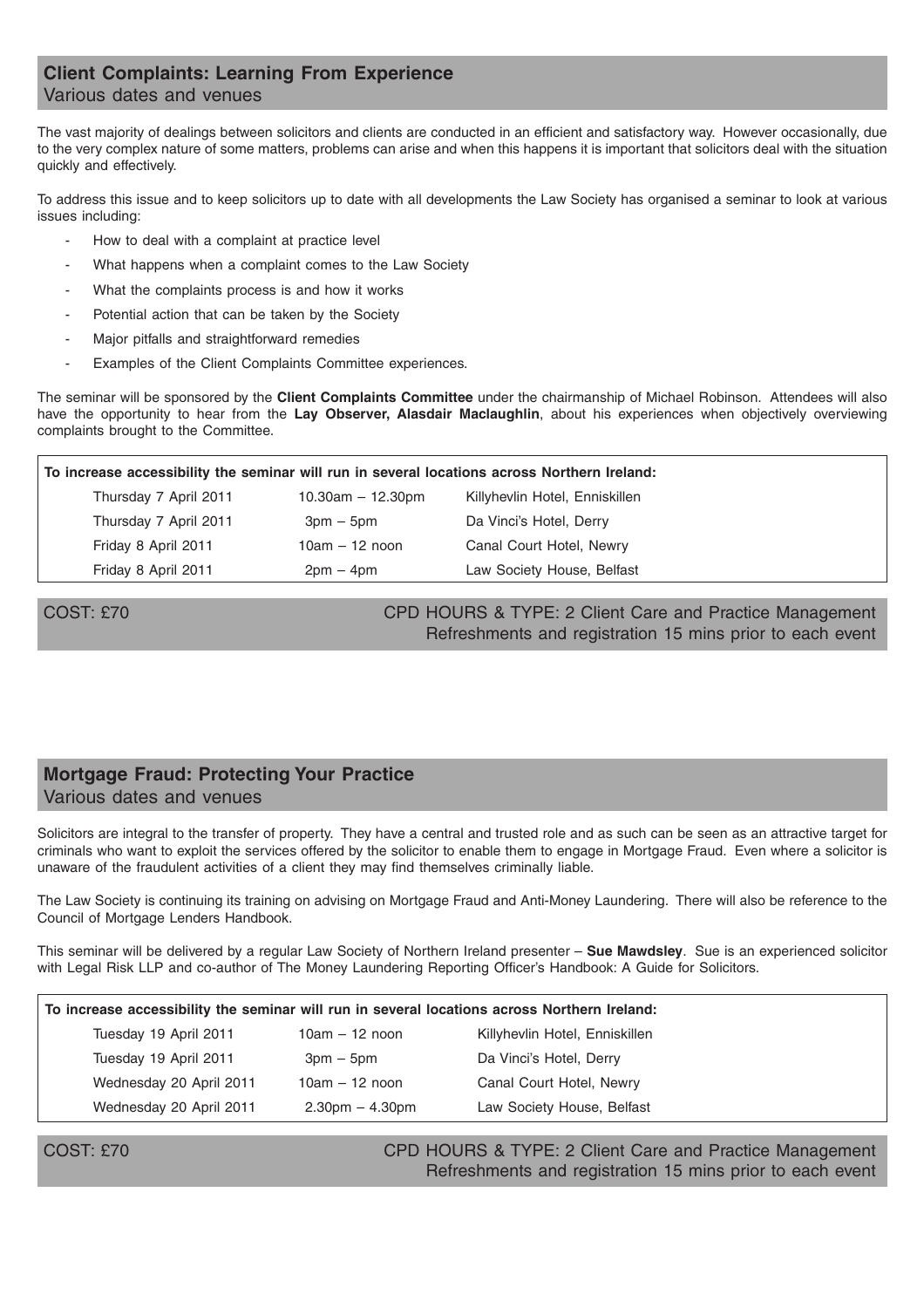## Client Complaints: Learning From Experience

Various dates and venues

The vast majority of dealings between solicitors and clients are conducted in an efficient and satisfactory way. However occasionally, due to the very complex nature of some matters, problems can arise and when this happens it is important that solicitors deal with the situation quickly and effectively.

To address this issue and to keep solicitors up to date with all developments the Law Society has organised a seminar to look at various issues including:

- How to deal with a complaint at practice level
- What happens when a complaint comes to the Law Society
- What the complaints process is and how it works
- Potential action that can be taken by the Society
- Major pitfalls and straightforward remedies
- Examples of the Client Complaints Committee experiences.

The seminar will be sponsored by the **Client Complaints Committee** under the chairmanship of Michael Robinson. Attendees will also have the opportunity to hear from the **Lay Observer, Alasdair Maclaughlin**, about his experiences when objectively overviewing complaints brought to the Committee.

**To increase accessibility the seminar will run in several locations across Northern Ireland:**

| Date | Time | Venue |
|---|---|---|
| Thursday 7 April 2011 | 10.30am – 12.30pm | Killyhevlin Hotel, Enniskillen |
| Thursday 7 April 2011 | 3pm – 5pm | Da Vinci's Hotel, Derry |
| Friday 8 April 2011 | 10am – 12 noon | Canal Court Hotel, Newry |
| Friday 8 April 2011 | 2pm – 4pm | Law Society House, Belfast |

COST: £70

CPD HOURS & TYPE: 2 Client Care and Practice Management
Refreshments and registration 15 mins prior to each event

## Mortgage Fraud: Protecting Your Practice

Various dates and venues

Solicitors are integral to the transfer of property. They have a central and trusted role and as such can be seen as an attractive target for criminals who want to exploit the services offered by the solicitor to enable them to engage in Mortgage Fraud. Even where a solicitor is unaware of the fraudulent activities of a client they may find themselves criminally liable.

The Law Society is continuing its training on advising on Mortgage Fraud and Anti-Money Laundering. There will also be reference to the Council of Mortgage Lenders Handbook.

This seminar will be delivered by a regular Law Society of Northern Ireland presenter – **Sue Mawdsley**. Sue is an experienced solicitor with Legal Risk LLP and co-author of The Money Laundering Reporting Officer's Handbook: A Guide for Solicitors.

**To increase accessibility the seminar will run in several locations across Northern Ireland:**

| Date | Time | Venue |
|---|---|---|
| Tuesday 19 April 2011 | 10am – 12 noon | Killyhevlin Hotel, Enniskillen |
| Tuesday 19 April 2011 | 3pm – 5pm | Da Vinci's Hotel, Derry |
| Wednesday 20 April 2011 | 10am – 12 noon | Canal Court Hotel, Newry |
| Wednesday 20 April 2011 | 2.30pm – 4.30pm | Law Society House, Belfast |

COST: £70

CPD HOURS & TYPE: 2 Client Care and Practice Management
Refreshments and registration 15 mins prior to each event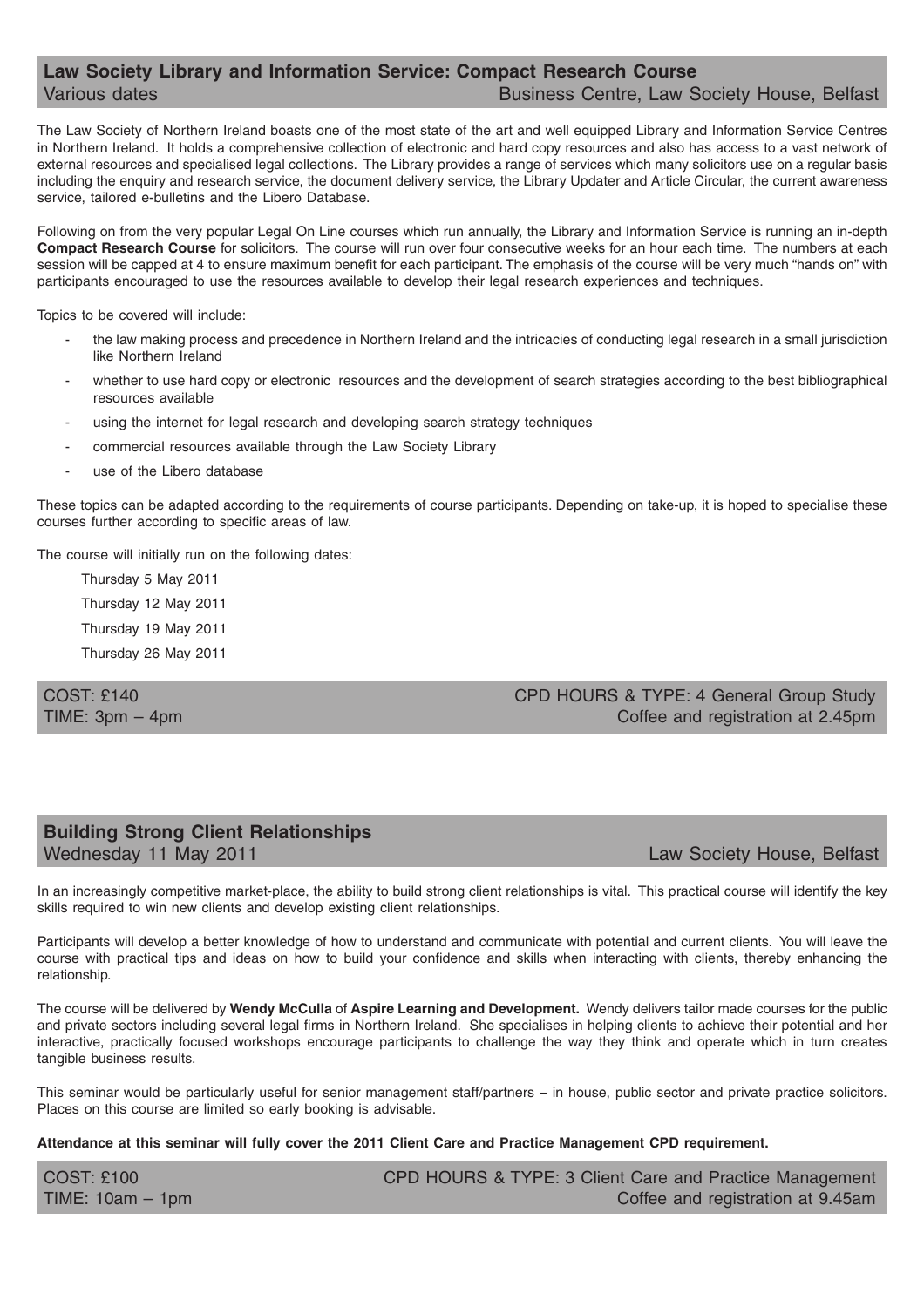## Law Society Library and Information Service: Compact Research Course

Various dates — Business Centre, Law Society House, Belfast

The Law Society of Northern Ireland boasts one of the most state of the art and well equipped Library and Information Service Centres in Northern Ireland. It holds a comprehensive collection of electronic and hard copy resources and also has access to a vast network of external resources and specialised legal collections. The Library provides a range of services which many solicitors use on a regular basis including the enquiry and research service, the document delivery service, the Library Updater and Article Circular, the current awareness service, tailored e-bulletins and the Libero Database.

Following on from the very popular Legal On Line courses which run annually, the Library and Information Service is running an in-depth **Compact Research Course** for solicitors. The course will run over four consecutive weeks for an hour each time. The numbers at each session will be capped at 4 to ensure maximum benefit for each participant. The emphasis of the course will be very much "hands on" with participants encouraged to use the resources available to develop their legal research experiences and techniques.

Topics to be covered will include:

- the law making process and precedence in Northern Ireland and the intricacies of conducting legal research in a small jurisdiction like Northern Ireland
- whether to use hard copy or electronic resources and the development of search strategies according to the best bibliographical resources available
- using the internet for legal research and developing search strategy techniques
- commercial resources available through the Law Society Library
- use of the Libero database

These topics can be adapted according to the requirements of course participants. Depending on take-up, it is hoped to specialise these courses further according to specific areas of law.

The course will initially run on the following dates:

Thursday 5 May 2011

Thursday 12 May 2011

Thursday 19 May 2011

Thursday 26 May 2011

COST: £140 — CPD HOURS & TYPE: 4 General Group Study

TIME: 3pm – 4pm — Coffee and registration at 2.45pm

## Building Strong Client Relationships

Wednesday 11 May 2011 — Law Society House, Belfast

In an increasingly competitive market-place, the ability to build strong client relationships is vital. This practical course will identify the key skills required to win new clients and develop existing client relationships.

Participants will develop a better knowledge of how to understand and communicate with potential and current clients. You will leave the course with practical tips and ideas on how to build your confidence and skills when interacting with clients, thereby enhancing the relationship.

The course will be delivered by **Wendy McCulla** of **Aspire Learning and Development.** Wendy delivers tailor made courses for the public and private sectors including several legal firms in Northern Ireland. She specialises in helping clients to achieve their potential and her interactive, practically focused workshops encourage participants to challenge the way they think and operate which in turn creates tangible business results.

This seminar would be particularly useful for senior management staff/partners – in house, public sector and private practice solicitors. Places on this course are limited so early booking is advisable.

**Attendance at this seminar will fully cover the 2011 Client Care and Practice Management CPD requirement.**

COST: £100 — CPD HOURS & TYPE: 3 Client Care and Practice Management

TIME: 10am – 1pm — Coffee and registration at 9.45am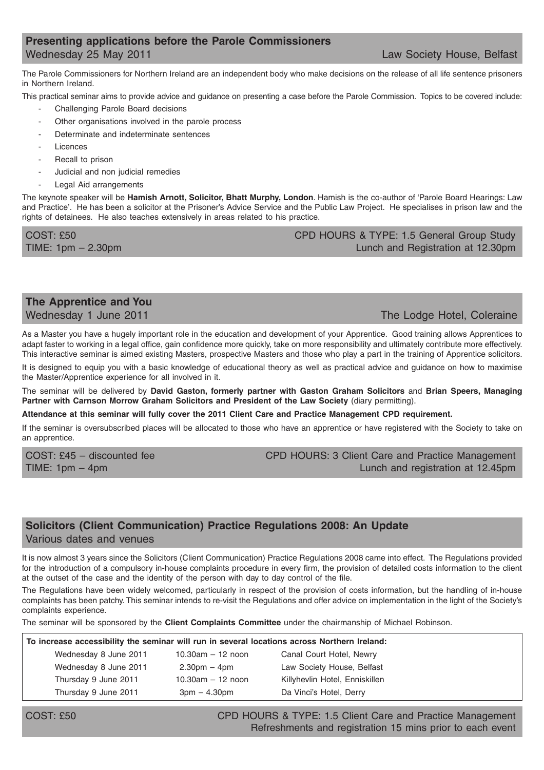## Presenting applications before the Parole Commissioners

Wednesday 25 May 2011 — Law Society House, Belfast

The Parole Commissioners for Northern Ireland are an independent body who make decisions on the release of all life sentence prisoners in Northern Ireland.

This practical seminar aims to provide advice and guidance on presenting a case before the Parole Commission. Topics to be covered include:

- Challenging Parole Board decisions
- Other organisations involved in the parole process
- Determinate and indeterminate sentences
- Licences
- Recall to prison
- Judicial and non judicial remedies
- Legal Aid arrangements

The keynote speaker will be **Hamish Arnott, Solicitor, Bhatt Murphy, London**. Hamish is the co-author of 'Parole Board Hearings: Law and Practice'. He has been a solicitor at the Prisoner's Advice Service and the Public Law Project. He specialises in prison law and the rights of detainees. He also teaches extensively in areas related to his practice.

COST: £50 — CPD HOURS & TYPE: 1.5 General Group Study
TIME: 1pm – 2.30pm — Lunch and Registration at 12.30pm

## The Apprentice and You

Wednesday 1 June 2011 — The Lodge Hotel, Coleraine

As a Master you have a hugely important role in the education and development of your Apprentice. Good training allows Apprentices to adapt faster to working in a legal office, gain confidence more quickly, take on more responsibility and ultimately contribute more effectively. This interactive seminar is aimed existing Masters, prospective Masters and those who play a part in the training of Apprentice solicitors.

It is designed to equip you with a basic knowledge of educational theory as well as practical advice and guidance on how to maximise the Master/Apprentice experience for all involved in it.

The seminar will be delivered by **David Gaston, formerly partner with Gaston Graham Solicitors** and **Brian Speers, Managing Partner with Carnson Morrow Graham Solicitors and President of the Law Society** (diary permitting).

**Attendance at this seminar will fully cover the 2011 Client Care and Practice Management CPD requirement.**

If the seminar is oversubscribed places will be allocated to those who have an apprentice or have registered with the Society to take on an apprentice.

COST: £45 – discounted fee — CPD HOURS: 3 Client Care and Practice Management
TIME: 1pm – 4pm — Lunch and registration at 12.45pm

## Solicitors (Client Communication) Practice Regulations 2008: An Update

Various dates and venues

It is now almost 3 years since the Solicitors (Client Communication) Practice Regulations 2008 came into effect. The Regulations provided for the introduction of a compulsory in-house complaints procedure in every firm, the provision of detailed costs information to the client at the outset of the case and the identity of the person with day to day control of the file.

The Regulations have been widely welcomed, particularly in respect of the provision of costs information, but the handling of in-house complaints has been patchy. This seminar intends to re-visit the Regulations and offer advice on implementation in the light of the Society's complaints experience.

The seminar will be sponsored by the **Client Complaints Committee** under the chairmanship of Michael Robinson.

**To increase accessibility the seminar will run in several locations across Northern Ireland:**

| | | |
|---|---|---|
| Wednesday 8 June 2011 | 10.30am – 12 noon | Canal Court Hotel, Newry |
| Wednesday 8 June 2011 | 2.30pm – 4pm | Law Society House, Belfast |
| Thursday 9 June 2011 | 10.30am – 12 noon | Killyhevlin Hotel, Enniskillen |
| Thursday 9 June 2011 | 3pm – 4.30pm | Da Vinci's Hotel, Derry |

COST: £50 — CPD HOURS & TYPE: 1.5 Client Care and Practice Management
Refreshments and registration 15 mins prior to each event